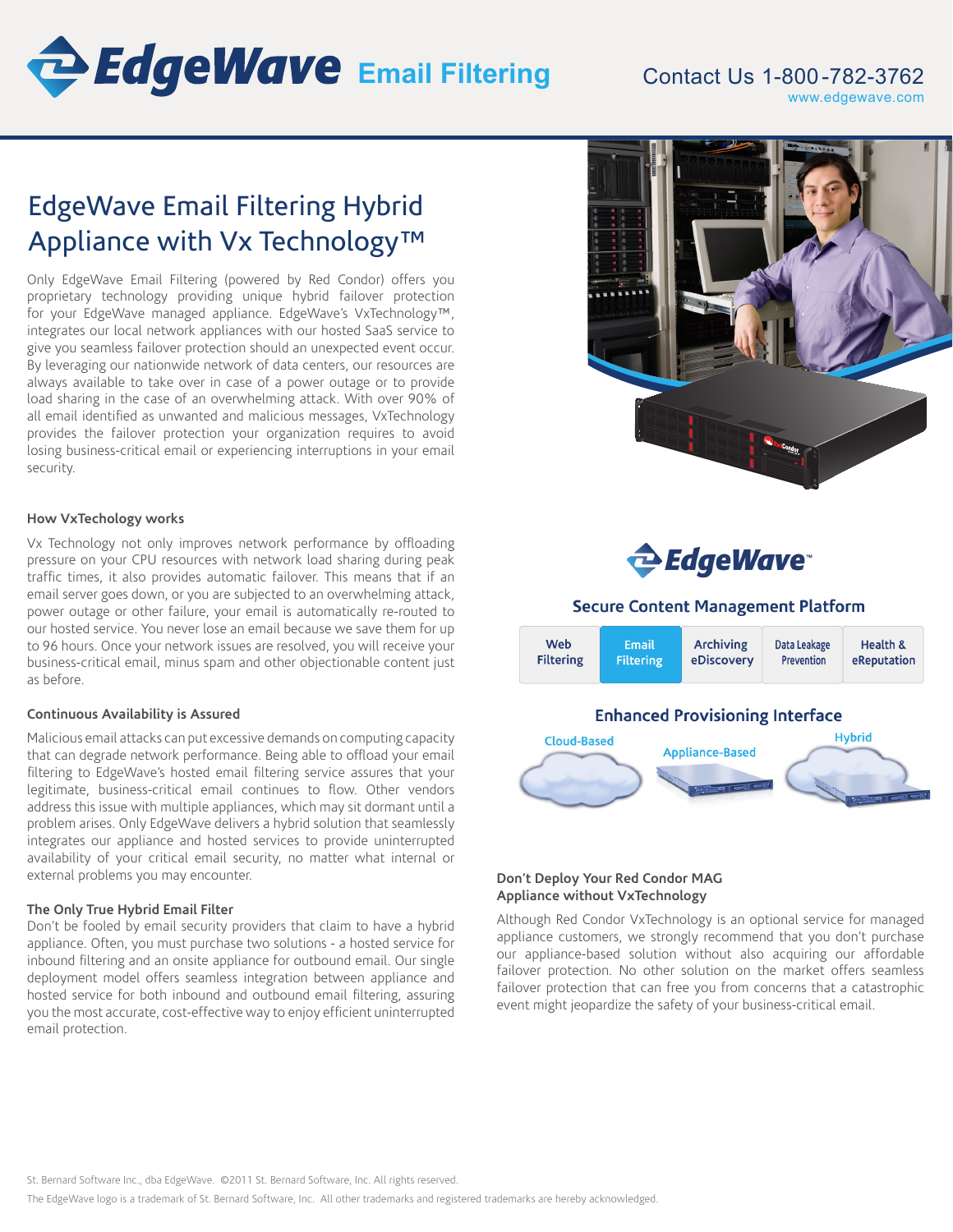# EdgeWave Email Filtering

Contact Us 1-800-782-3762
www.edgewave.com

## EdgeWave Email Filtering Hybrid Appliance with Vx Technology™

Only EdgeWave Email Filtering (powered by Red Condor) offers you proprietary technology providing unique hybrid failover protection for your EdgeWave managed appliance. EdgeWave's VxTechnology™, integrates our local network appliances with our hosted SaaS service to give you seamless failover protection should an unexpected event occur. By leveraging our nationwide network of data centers, our resources are always available to take over in case of a power outage or to provide load sharing in the case of an overwhelming attack. With over 90% of all email identified as unwanted and malicious messages, VxTechnology provides the failover protection your organization requires to avoid losing business-critical email or experiencing interruptions in your email security.

### How VxTechology works

Vx Technology not only improves network performance by offloading pressure on your CPU resources with network load sharing during peak traffic times, it also provides automatic failover. This means that if an email server goes down, or you are subjected to an overwhelming attack, power outage or other failure, your email is automatically re-routed to our hosted service. You never lose an email because we save them for up to 96 hours. Once your network issues are resolved, you will receive your business-critical email, minus spam and other objectionable content just as before.

### Continuous Availability is Assured

Malicious email attacks can put excessive demands on computing capacity that can degrade network performance. Being able to offload your email filtering to EdgeWave's hosted email filtering service assures that your legitimate, business-critical email continues to flow. Other vendors address this issue with multiple appliances, which may sit dormant until a problem arises. Only EdgeWave delivers a hybrid solution that seamlessly integrates our appliance and hosted services to provide uninterrupted availability of your critical email security, no matter what internal or external problems you may encounter.

### The Only True Hybrid Email Filter

Don't be fooled by email security providers that claim to have a hybrid appliance. Often, you must purchase two solutions - a hosted service for inbound filtering and an onsite appliance for outbound email. Our single deployment model offers seamless integration between appliance and hosted service for both inbound and outbound email filtering, assuring you the most accurate, cost-effective way to enjoy efficient uninterrupted email protection.

EdgeWave™

**Secure Content Management Platform**

| Web Filtering | Email Filtering | Archiving eDiscovery | Data Leakage Prevention | Health & eReputation |
|---|---|---|---|---|

**Enhanced Provisioning Interface**

Cloud-Based · Appliance-Based · Hybrid

### Don't Deploy Your Red Condor MAG Appliance without VxTechnology

Although Red Condor VxTechnology is an optional service for managed appliance customers, we strongly recommend that you don't purchase our appliance-based solution without also acquiring our affordable failover protection. No other solution on the market offers seamless failover protection that can free you from concerns that a catastrophic event might jeopardize the safety of your business-critical email.

St. Bernard Software Inc., dba EdgeWave. ©2011 St. Bernard Software, Inc. All rights reserved.

The EdgeWave logo is a trademark of St. Bernard Software, Inc. All other trademarks and registered trademarks are hereby acknowledged.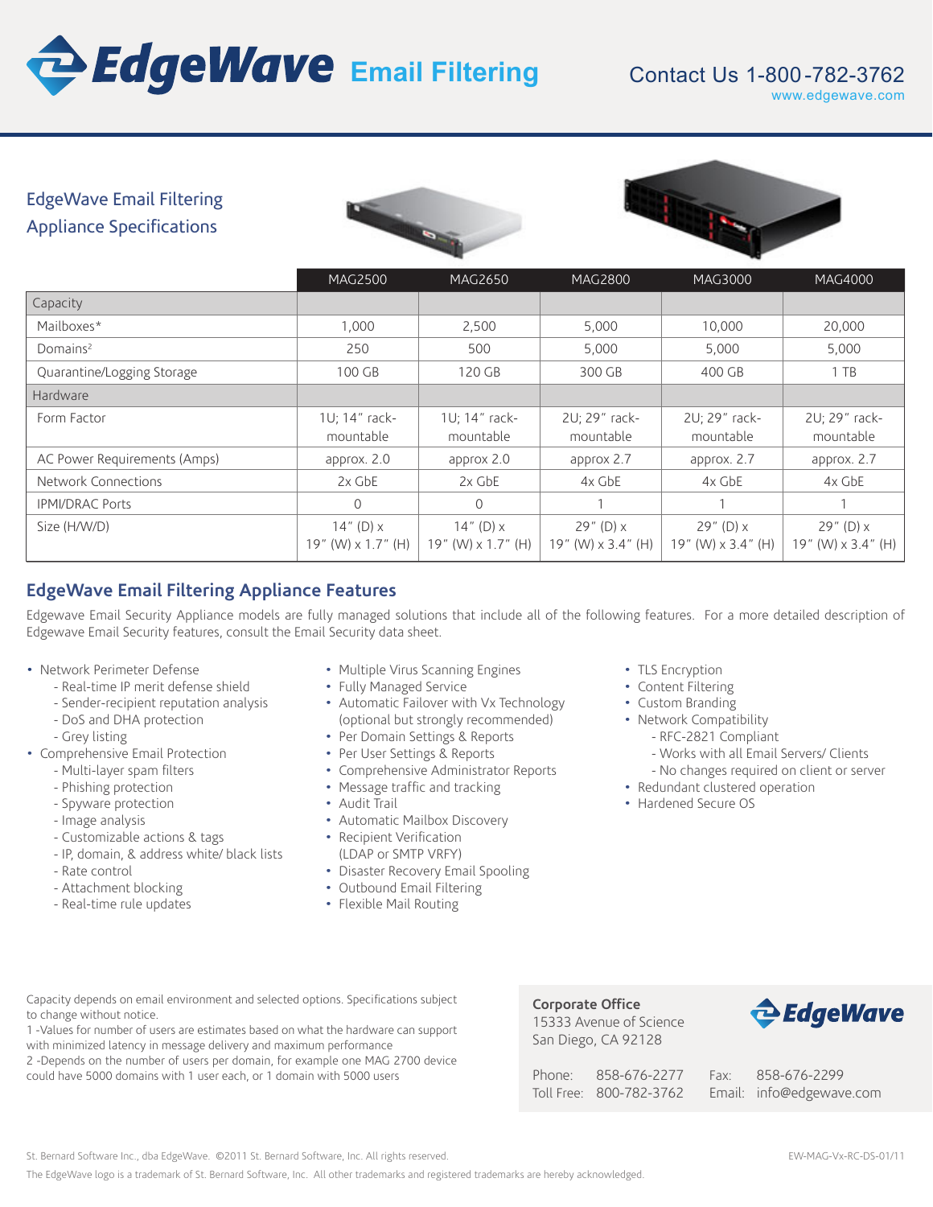# EdgeWave Email Filtering

Contact Us 1-800-782-3762
www.edgewave.com

## EdgeWave Email Filtering Appliance Specifications

| | MAG2500 | MAG2650 | MAG2800 | MAG3000 | MAG4000 |
|---|---|---|---|---|---|
| Capacity | | | | | |
| Mailboxes* | 1,000 | 2,500 | 5,000 | 10,000 | 20,000 |
| Domains[2] | 250 | 500 | 5,000 | 5,000 | 5,000 |
| Quarantine/Logging Storage | 100 GB | 120 GB | 300 GB | 400 GB | 1 TB |
| Hardware | | | | | |
| Form Factor | 1U; 14" rack-mountable | 1U; 14" rack-mountable | 2U; 29" rack-mountable | 2U; 29" rack-mountable | 2U; 29" rack-mountable |
| AC Power Requirements (Amps) | approx. 2.0 | approx 2.0 | approx 2.7 | approx. 2.7 | approx. 2.7 |
| Network Connections | 2x GbE | 2x GbE | 4x GbE | 4x GbE | 4x GbE |
| IPMI/DRAC Ports | 0 | 0 | 1 | 1 | 1 |
| Size (H/W/D) | 14" (D) x 19" (W) x 1.7" (H) | 14" (D) x 19" (W) x 1.7" (H) | 29" (D) x 19" (W) x 3.4" (H) | 29" (D) x 19" (W) x 3.4" (H) | 29" (D) x 19" (W) x 3.4" (H) |

## EdgeWave Email Filtering Appliance Features

Edgewave Email Security Appliance models are fully managed solutions that include all of the following features. For a more detailed description of Edgewave Email Security features, consult the Email Security data sheet.

- Network Perimeter Defense
  - Real-time IP merit defense shield
  - Sender-recipient reputation analysis
  - DoS and DHA protection
  - Grey listing
- Comprehensive Email Protection
  - Multi-layer spam filters
  - Phishing protection
  - Spyware protection
  - Image analysis
  - Customizable actions & tags
  - IP, domain, & address white/ black lists
  - Rate control
  - Attachment blocking
  - Real-time rule updates
- Multiple Virus Scanning Engines
- Fully Managed Service
- Automatic Failover with Vx Technology (optional but strongly recommended)
- Per Domain Settings & Reports
- Per User Settings & Reports
- Comprehensive Administrator Reports
- Message traffic and tracking
- Audit Trail
- Automatic Mailbox Discovery
- Recipient Verification (LDAP or SMTP VRFY)
- Disaster Recovery Email Spooling
- Outbound Email Filtering
- Flexible Mail Routing
- TLS Encryption
- Content Filtering
- Custom Branding
- Network Compatibility
  - RFC-2821 Compliant
  - Works with all Email Servers/ Clients
  - No changes required on client or server
- Redundant clustered operation
- Hardened Secure OS

Capacity depends on email environment and selected options. Specifications subject to change without notice.
1 -Values for number of users are estimates based on what the hardware can support with minimized latency in message delivery and maximum performance
2 -Depends on the number of users per domain, for example one MAG 2700 device could have 5000 domains with 1 user each, or 1 domain with 5000 users

**Corporate Office**
15333 Avenue of Science
San Diego, CA 92128

EdgeWave

Phone: 858-676-2277
Toll Free: 800-782-3762
Fax: 858-676-2299
Email: info@edgewave.com

St. Bernard Software Inc., dba EdgeWave. ©2011 St. Bernard Software, Inc. All rights reserved.
The EdgeWave logo is a trademark of St. Bernard Software, Inc. All other trademarks and registered trademarks are hereby acknowledged.

EW-MAG-Vx-RC-DS-01/11